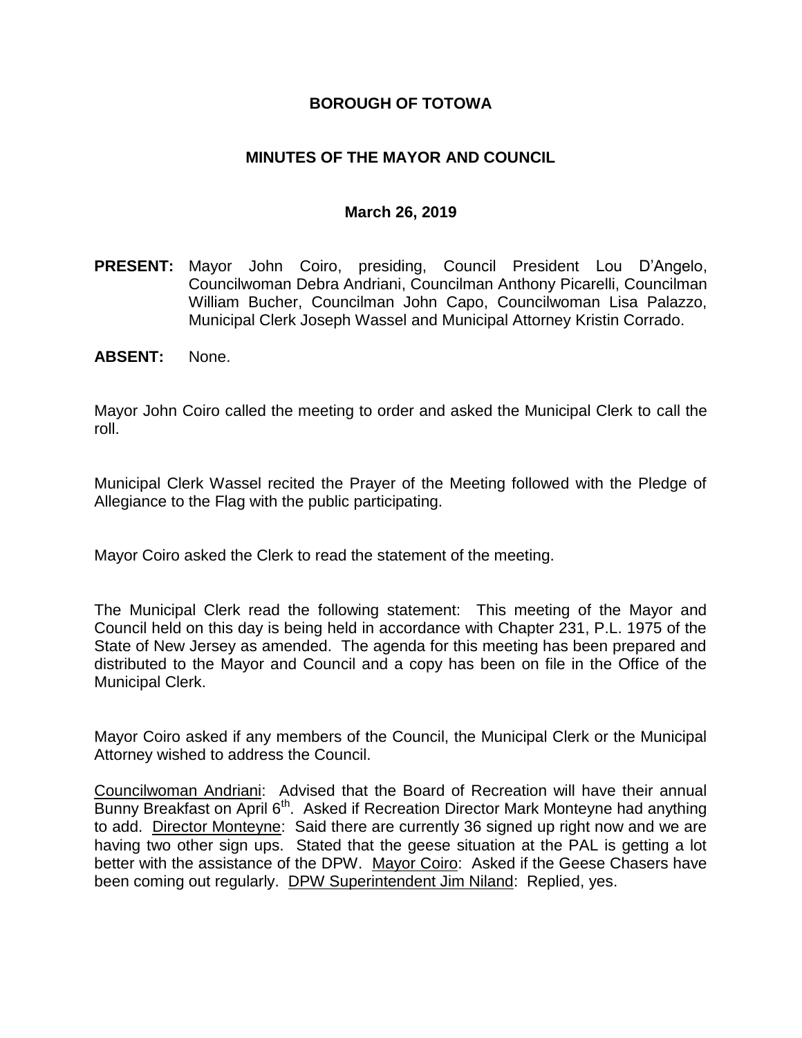**BOROUGH OF TOTOWA**

**MINUTES OF THE MAYOR AND COUNCIL**

**March 26, 2019**

**PRESENT:** Mayor John Coiro, presiding, Council President Lou D'Angelo, Councilwoman Debra Andriani, Councilman Anthony Picarelli, Councilman William Bucher, Councilman John Capo, Councilwoman Lisa Palazzo, Municipal Clerk Joseph Wassel and Municipal Attorney Kristin Corrado.

**ABSENT:** None.

Mayor John Coiro called the meeting to order and asked the Municipal Clerk to call the roll.

Municipal Clerk Wassel recited the Prayer of the Meeting followed with the Pledge of Allegiance to the Flag with the public participating.

Mayor Coiro asked the Clerk to read the statement of the meeting.

The Municipal Clerk read the following statement: This meeting of the Mayor and Council held on this day is being held in accordance with Chapter 231, P.L. 1975 of the State of New Jersey as amended. The agenda for this meeting has been prepared and distributed to the Mayor and Council and a copy has been on file in the Office of the Municipal Clerk.

Mayor Coiro asked if any members of the Council, the Municipal Clerk or the Municipal Attorney wished to address the Council.

Councilwoman Andriani: Advised that the Board of Recreation will have their annual Bunny Breakfast on April 6th. Asked if Recreation Director Mark Monteyne had anything to add. Director Monteyne: Said there are currently 36 signed up right now and we are having two other sign ups. Stated that the geese situation at the PAL is getting a lot better with the assistance of the DPW. Mayor Coiro: Asked if the Geese Chasers have been coming out regularly. DPW Superintendent Jim Niland: Replied, yes.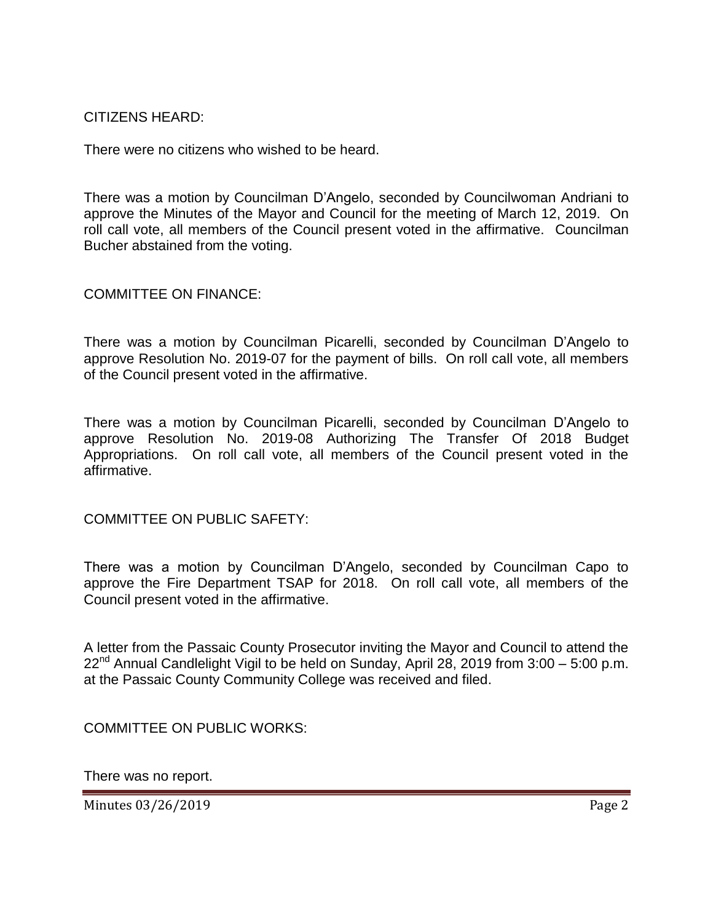CITIZENS HEARD:

There were no citizens who wished to be heard.

There was a motion by Councilman D'Angelo, seconded by Councilwoman Andriani to approve the Minutes of the Mayor and Council for the meeting of March 12, 2019. On roll call vote, all members of the Council present voted in the affirmative. Councilman Bucher abstained from the voting.

COMMITTEE ON FINANCE:

There was a motion by Councilman Picarelli, seconded by Councilman D'Angelo to approve Resolution No. 2019-07 for the payment of bills. On roll call vote, all members of the Council present voted in the affirmative.

There was a motion by Councilman Picarelli, seconded by Councilman D'Angelo to approve Resolution No. 2019-08 Authorizing The Transfer Of 2018 Budget Appropriations. On roll call vote, all members of the Council present voted in the affirmative.

COMMITTEE ON PUBLIC SAFETY:

There was a motion by Councilman D'Angelo, seconded by Councilman Capo to approve the Fire Department TSAP for 2018. On roll call vote, all members of the Council present voted in the affirmative.

A letter from the Passaic County Prosecutor inviting the Mayor and Council to attend the 22nd Annual Candlelight Vigil to be held on Sunday, April 28, 2019 from 3:00 – 5:00 p.m. at the Passaic County Community College was received and filed.

COMMITTEE ON PUBLIC WORKS:

There was no report.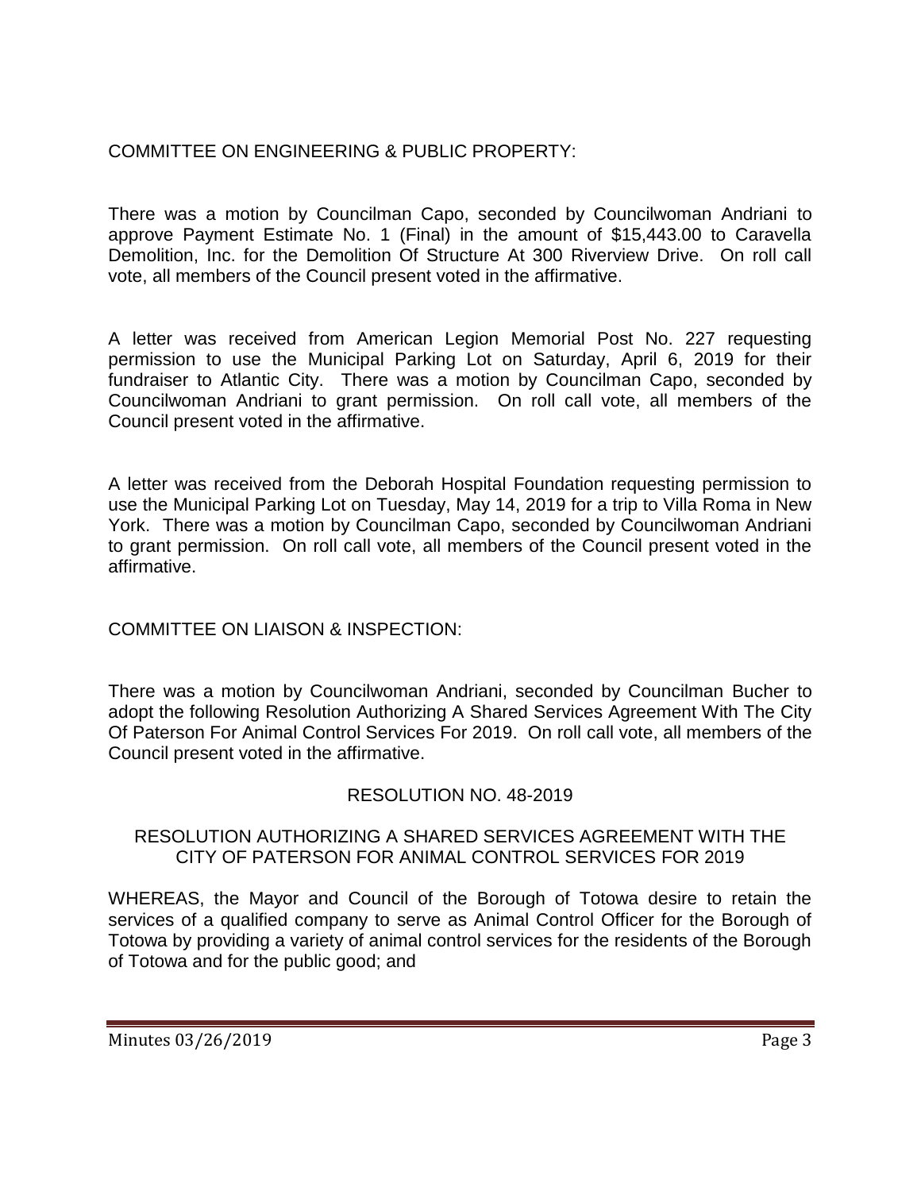COMMITTEE ON ENGINEERING & PUBLIC PROPERTY:

There was a motion by Councilman Capo, seconded by Councilwoman Andriani to approve Payment Estimate No. 1 (Final) in the amount of $15,443.00 to Caravella Demolition, Inc. for the Demolition Of Structure At 300 Riverview Drive. On roll call vote, all members of the Council present voted in the affirmative.

A letter was received from American Legion Memorial Post No. 227 requesting permission to use the Municipal Parking Lot on Saturday, April 6, 2019 for their fundraiser to Atlantic City. There was a motion by Councilman Capo, seconded by Councilwoman Andriani to grant permission. On roll call vote, all members of the Council present voted in the affirmative.

A letter was received from the Deborah Hospital Foundation requesting permission to use the Municipal Parking Lot on Tuesday, May 14, 2019 for a trip to Villa Roma in New York. There was a motion by Councilman Capo, seconded by Councilwoman Andriani to grant permission. On roll call vote, all members of the Council present voted in the affirmative.

COMMITTEE ON LIAISON & INSPECTION:

There was a motion by Councilwoman Andriani, seconded by Councilman Bucher to adopt the following Resolution Authorizing A Shared Services Agreement With The City Of Paterson For Animal Control Services For 2019. On roll call vote, all members of the Council present voted in the affirmative.

RESOLUTION NO. 48-2019

RESOLUTION AUTHORIZING A SHARED SERVICES AGREEMENT WITH THE CITY OF PATERSON FOR ANIMAL CONTROL SERVICES FOR 2019

WHEREAS, the Mayor and Council of the Borough of Totowa desire to retain the services of a qualified company to serve as Animal Control Officer for the Borough of Totowa by providing a variety of animal control services for the residents of the Borough of Totowa and for the public good; and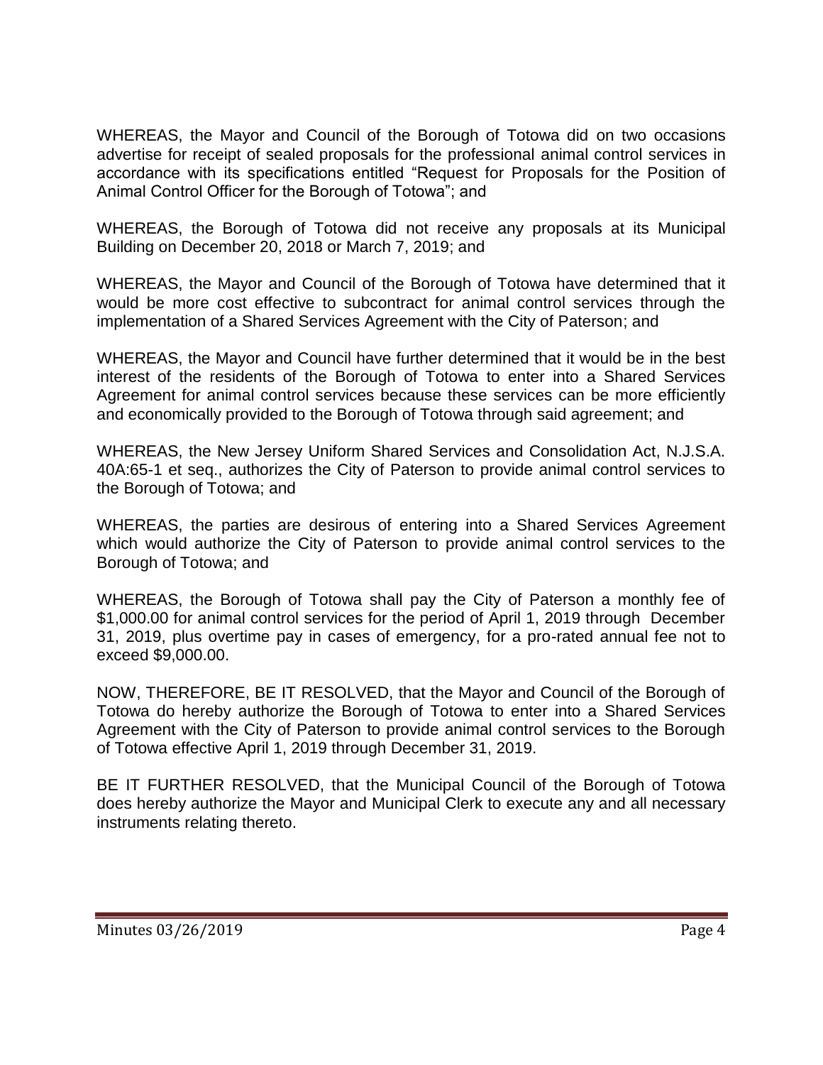WHEREAS, the Mayor and Council of the Borough of Totowa did on two occasions advertise for receipt of sealed proposals for the professional animal control services in accordance with its specifications entitled "Request for Proposals for the Position of Animal Control Officer for the Borough of Totowa"; and

WHEREAS, the Borough of Totowa did not receive any proposals at its Municipal Building on December 20, 2018 or March 7, 2019; and

WHEREAS, the Mayor and Council of the Borough of Totowa have determined that it would be more cost effective to subcontract for animal control services through the implementation of a Shared Services Agreement with the City of Paterson; and

WHEREAS, the Mayor and Council have further determined that it would be in the best interest of the residents of the Borough of Totowa to enter into a Shared Services Agreement for animal control services because these services can be more efficiently and economically provided to the Borough of Totowa through said agreement; and

WHEREAS, the New Jersey Uniform Shared Services and Consolidation Act, N.J.S.A. 40A:65-1 et seq., authorizes the City of Paterson to provide animal control services to the Borough of Totowa; and

WHEREAS, the parties are desirous of entering into a Shared Services Agreement which would authorize the City of Paterson to provide animal control services to the Borough of Totowa; and

WHEREAS, the Borough of Totowa shall pay the City of Paterson a monthly fee of $1,000.00 for animal control services for the period of April 1, 2019 through December 31, 2019, plus overtime pay in cases of emergency, for a pro-rated annual fee not to exceed $9,000.00.

NOW, THEREFORE, BE IT RESOLVED, that the Mayor and Council of the Borough of Totowa do hereby authorize the Borough of Totowa to enter into a Shared Services Agreement with the City of Paterson to provide animal control services to the Borough of Totowa effective April 1, 2019 through December 31, 2019.

BE IT FURTHER RESOLVED, that the Municipal Council of the Borough of Totowa does hereby authorize the Mayor and Municipal Clerk to execute any and all necessary instruments relating thereto.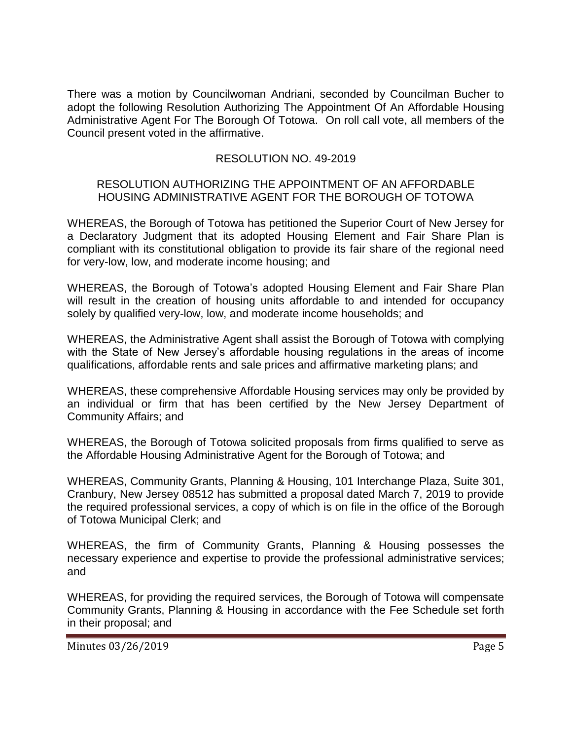There was a motion by Councilwoman Andriani, seconded by Councilman Bucher to adopt the following Resolution Authorizing The Appointment Of An Affordable Housing Administrative Agent For The Borough Of Totowa. On roll call vote, all members of the Council present voted in the affirmative.

RESOLUTION NO. 49-2019

RESOLUTION AUTHORIZING THE APPOINTMENT OF AN AFFORDABLE HOUSING ADMINISTRATIVE AGENT FOR THE BOROUGH OF TOTOWA

WHEREAS, the Borough of Totowa has petitioned the Superior Court of New Jersey for a Declaratory Judgment that its adopted Housing Element and Fair Share Plan is compliant with its constitutional obligation to provide its fair share of the regional need for very-low, low, and moderate income housing; and

WHEREAS, the Borough of Totowa's adopted Housing Element and Fair Share Plan will result in the creation of housing units affordable to and intended for occupancy solely by qualified very-low, low, and moderate income households; and

WHEREAS, the Administrative Agent shall assist the Borough of Totowa with complying with the State of New Jersey's affordable housing regulations in the areas of income qualifications, affordable rents and sale prices and affirmative marketing plans; and

WHEREAS, these comprehensive Affordable Housing services may only be provided by an individual or firm that has been certified by the New Jersey Department of Community Affairs; and

WHEREAS, the Borough of Totowa solicited proposals from firms qualified to serve as the Affordable Housing Administrative Agent for the Borough of Totowa; and

WHEREAS, Community Grants, Planning & Housing, 101 Interchange Plaza, Suite 301, Cranbury, New Jersey 08512 has submitted a proposal dated March 7, 2019 to provide the required professional services, a copy of which is on file in the office of the Borough of Totowa Municipal Clerk; and

WHEREAS, the firm of Community Grants, Planning & Housing possesses the necessary experience and expertise to provide the professional administrative services; and

WHEREAS, for providing the required services, the Borough of Totowa will compensate Community Grants, Planning & Housing in accordance with the Fee Schedule set forth in their proposal; and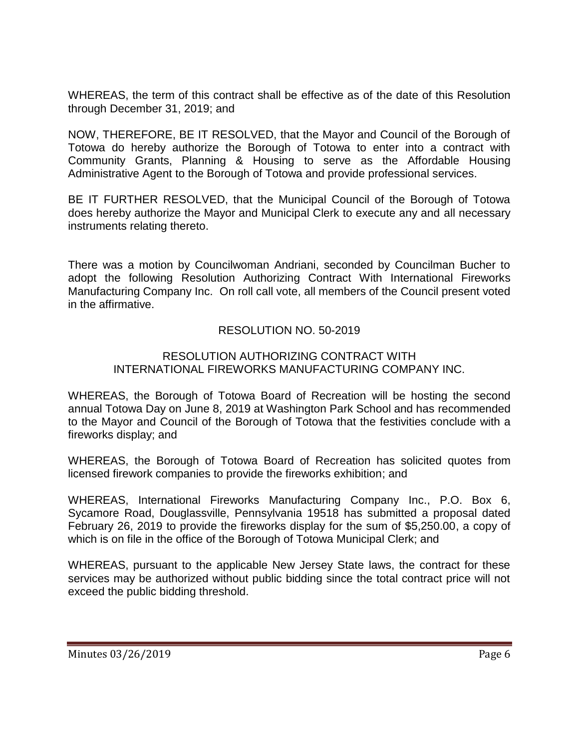WHEREAS, the term of this contract shall be effective as of the date of this Resolution through December 31, 2019; and

NOW, THEREFORE, BE IT RESOLVED, that the Mayor and Council of the Borough of Totowa do hereby authorize the Borough of Totowa to enter into a contract with Community Grants, Planning & Housing to serve as the Affordable Housing Administrative Agent to the Borough of Totowa and provide professional services.

BE IT FURTHER RESOLVED, that the Municipal Council of the Borough of Totowa does hereby authorize the Mayor and Municipal Clerk to execute any and all necessary instruments relating thereto.

There was a motion by Councilwoman Andriani, seconded by Councilman Bucher to adopt the following Resolution Authorizing Contract With International Fireworks Manufacturing Company Inc. On roll call vote, all members of the Council present voted in the affirmative.

RESOLUTION NO. 50-2019

RESOLUTION AUTHORIZING CONTRACT WITH INTERNATIONAL FIREWORKS MANUFACTURING COMPANY INC.

WHEREAS, the Borough of Totowa Board of Recreation will be hosting the second annual Totowa Day on June 8, 2019 at Washington Park School and has recommended to the Mayor and Council of the Borough of Totowa that the festivities conclude with a fireworks display; and

WHEREAS, the Borough of Totowa Board of Recreation has solicited quotes from licensed firework companies to provide the fireworks exhibition; and

WHEREAS, International Fireworks Manufacturing Company Inc., P.O. Box 6, Sycamore Road, Douglassville, Pennsylvania 19518 has submitted a proposal dated February 26, 2019 to provide the fireworks display for the sum of $5,250.00, a copy of which is on file in the office of the Borough of Totowa Municipal Clerk; and

WHEREAS, pursuant to the applicable New Jersey State laws, the contract for these services may be authorized without public bidding since the total contract price will not exceed the public bidding threshold.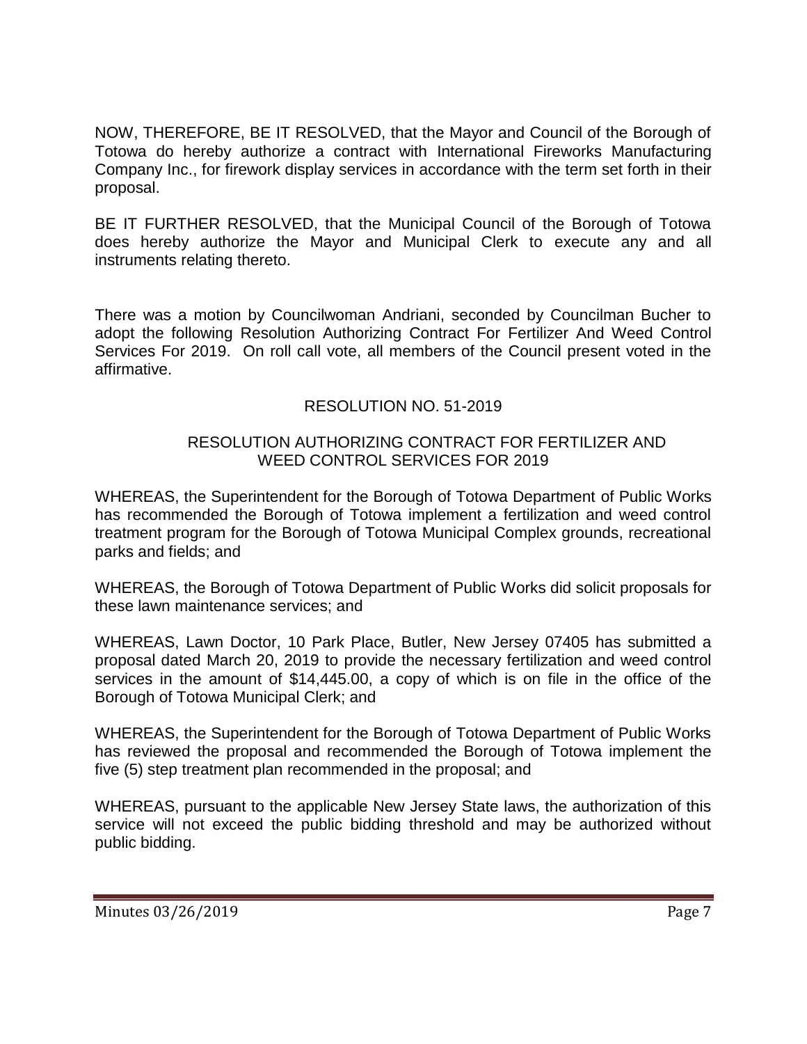NOW, THEREFORE, BE IT RESOLVED, that the Mayor and Council of the Borough of Totowa do hereby authorize a contract with International Fireworks Manufacturing Company Inc., for firework display services in accordance with the term set forth in their proposal.

BE IT FURTHER RESOLVED, that the Municipal Council of the Borough of Totowa does hereby authorize the Mayor and Municipal Clerk to execute any and all instruments relating thereto.

There was a motion by Councilwoman Andriani, seconded by Councilman Bucher to adopt the following Resolution Authorizing Contract For Fertilizer And Weed Control Services For 2019. On roll call vote, all members of the Council present voted in the affirmative.

RESOLUTION NO. 51-2019

RESOLUTION AUTHORIZING CONTRACT FOR FERTILIZER AND WEED CONTROL SERVICES FOR 2019

WHEREAS, the Superintendent for the Borough of Totowa Department of Public Works has recommended the Borough of Totowa implement a fertilization and weed control treatment program for the Borough of Totowa Municipal Complex grounds, recreational parks and fields; and

WHEREAS, the Borough of Totowa Department of Public Works did solicit proposals for these lawn maintenance services; and

WHEREAS, Lawn Doctor, 10 Park Place, Butler, New Jersey 07405 has submitted a proposal dated March 20, 2019 to provide the necessary fertilization and weed control services in the amount of $14,445.00, a copy of which is on file in the office of the Borough of Totowa Municipal Clerk; and

WHEREAS, the Superintendent for the Borough of Totowa Department of Public Works has reviewed the proposal and recommended the Borough of Totowa implement the five (5) step treatment plan recommended in the proposal; and

WHEREAS, pursuant to the applicable New Jersey State laws, the authorization of this service will not exceed the public bidding threshold and may be authorized without public bidding.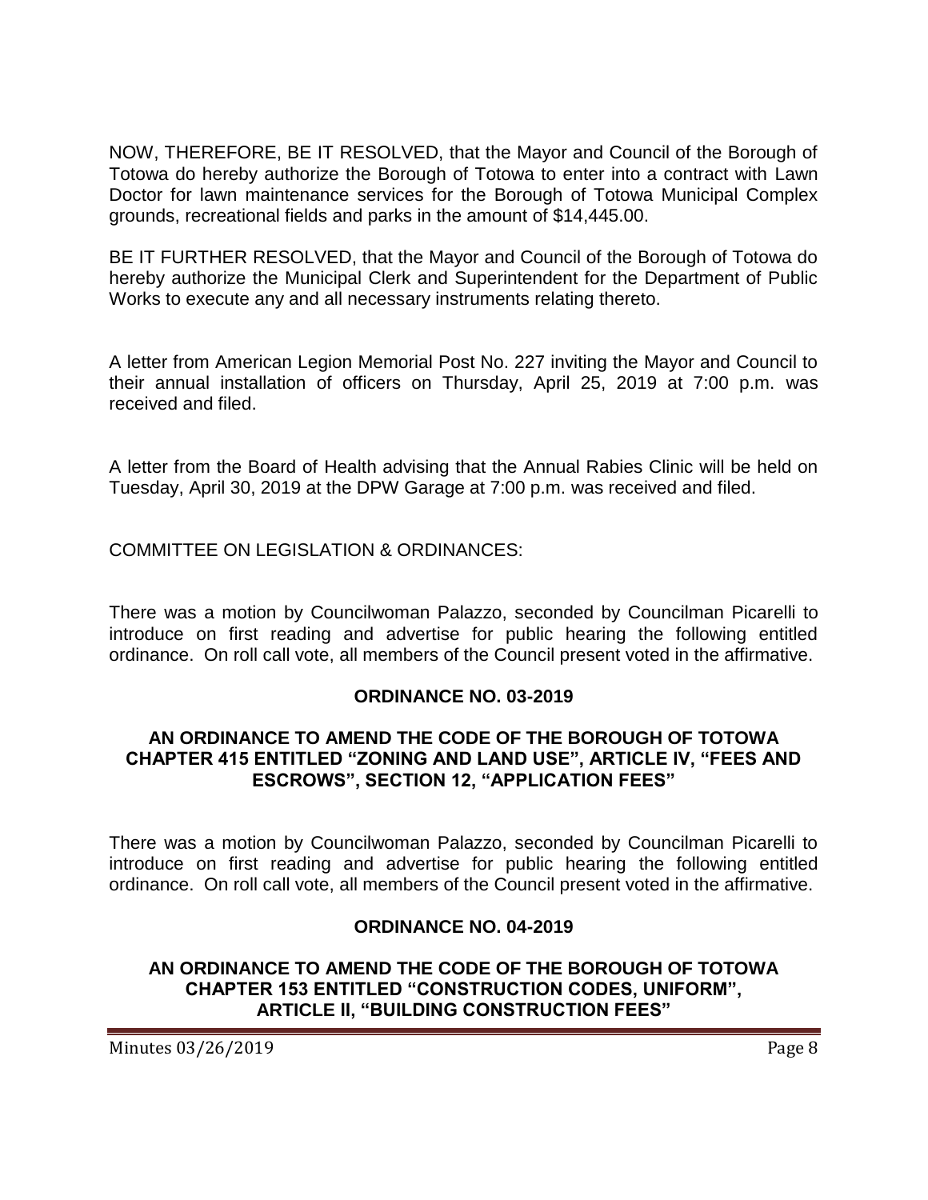NOW, THEREFORE, BE IT RESOLVED, that the Mayor and Council of the Borough of Totowa do hereby authorize the Borough of Totowa to enter into a contract with Lawn Doctor for lawn maintenance services for the Borough of Totowa Municipal Complex grounds, recreational fields and parks in the amount of $14,445.00.

BE IT FURTHER RESOLVED, that the Mayor and Council of the Borough of Totowa do hereby authorize the Municipal Clerk and Superintendent for the Department of Public Works to execute any and all necessary instruments relating thereto.

A letter from American Legion Memorial Post No. 227 inviting the Mayor and Council to their annual installation of officers on Thursday, April 25, 2019 at 7:00 p.m. was received and filed.

A letter from the Board of Health advising that the Annual Rabies Clinic will be held on Tuesday, April 30, 2019 at the DPW Garage at 7:00 p.m. was received and filed.

COMMITTEE ON LEGISLATION & ORDINANCES:

There was a motion by Councilwoman Palazzo, seconded by Councilman Picarelli to introduce on first reading and advertise for public hearing the following entitled ordinance. On roll call vote, all members of the Council present voted in the affirmative.

**ORDINANCE NO. 03-2019**

**AN ORDINANCE TO AMEND THE CODE OF THE BOROUGH OF TOTOWA CHAPTER 415 ENTITLED "ZONING AND LAND USE", ARTICLE IV, "FEES AND ESCROWS", SECTION 12, "APPLICATION FEES"**

There was a motion by Councilwoman Palazzo, seconded by Councilman Picarelli to introduce on first reading and advertise for public hearing the following entitled ordinance. On roll call vote, all members of the Council present voted in the affirmative.

**ORDINANCE NO. 04-2019**

**AN ORDINANCE TO AMEND THE CODE OF THE BOROUGH OF TOTOWA CHAPTER 153 ENTITLED "CONSTRUCTION CODES, UNIFORM", ARTICLE II, "BUILDING CONSTRUCTION FEES"**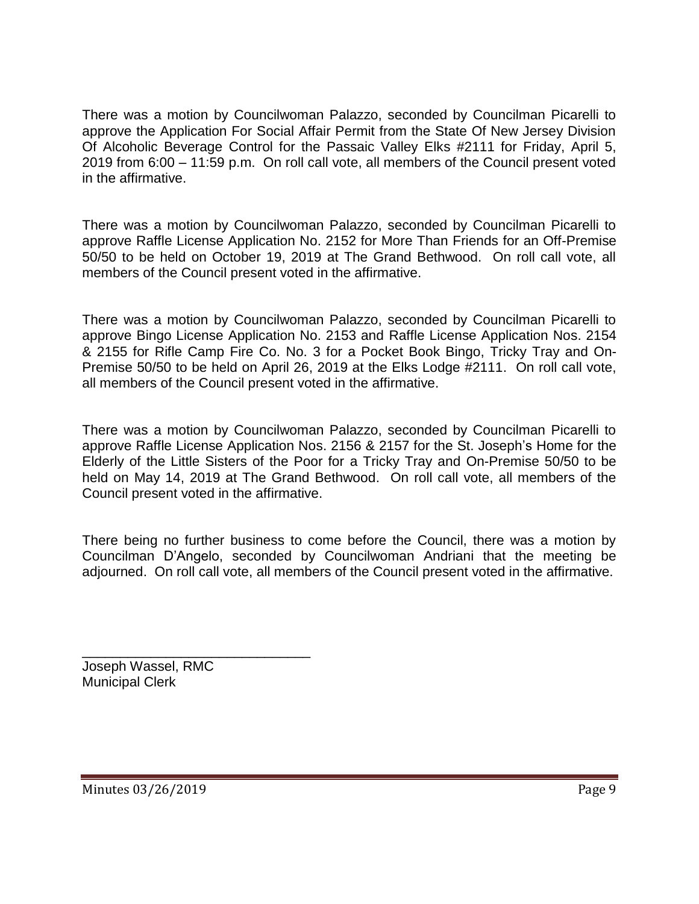There was a motion by Councilwoman Palazzo, seconded by Councilman Picarelli to approve the Application For Social Affair Permit from the State Of New Jersey Division Of Alcoholic Beverage Control for the Passaic Valley Elks #2111 for Friday, April 5, 2019 from 6:00 – 11:59 p.m. On roll call vote, all members of the Council present voted in the affirmative.

There was a motion by Councilwoman Palazzo, seconded by Councilman Picarelli to approve Raffle License Application No. 2152 for More Than Friends for an Off-Premise 50/50 to be held on October 19, 2019 at The Grand Bethwood. On roll call vote, all members of the Council present voted in the affirmative.

There was a motion by Councilwoman Palazzo, seconded by Councilman Picarelli to approve Bingo License Application No. 2153 and Raffle License Application Nos. 2154 & 2155 for Rifle Camp Fire Co. No. 3 for a Pocket Book Bingo, Tricky Tray and On-Premise 50/50 to be held on April 26, 2019 at the Elks Lodge #2111. On roll call vote, all members of the Council present voted in the affirmative.

There was a motion by Councilwoman Palazzo, seconded by Councilman Picarelli to approve Raffle License Application Nos. 2156 & 2157 for the St. Joseph's Home for the Elderly of the Little Sisters of the Poor for a Tricky Tray and On-Premise 50/50 to be held on May 14, 2019 at The Grand Bethwood. On roll call vote, all members of the Council present voted in the affirmative.

There being no further business to come before the Council, there was a motion by Councilman D'Angelo, seconded by Councilwoman Andriani that the meeting be adjourned. On roll call vote, all members of the Council present voted in the affirmative.

_______________________________
Joseph Wassel, RMC
Municipal Clerk